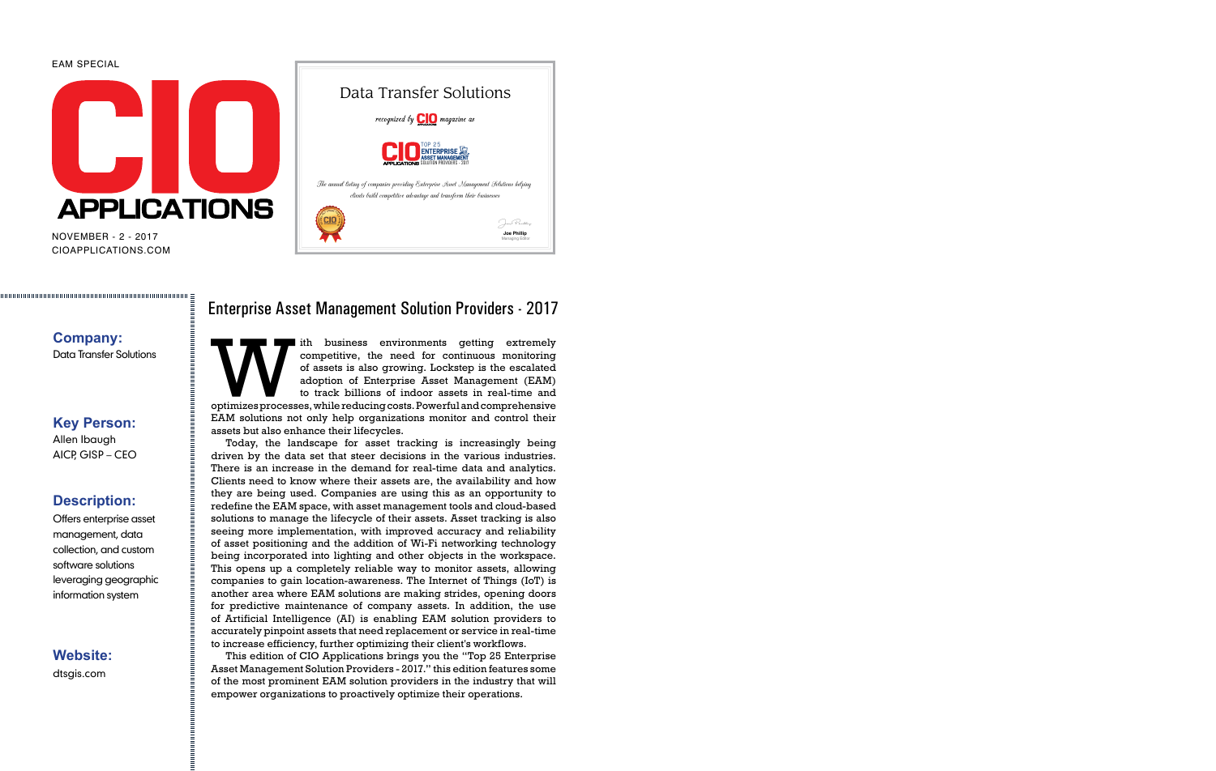EAM SPECIAL

# CIO APPLICATIONS

NOVEMBER - 2 - 2017
CIOAPPLICATIONS.COM

Data Transfer Solutions

*recognized by* CIO *magazine as*

CIO APPLICATIONS TOP 25 ENTERPRISE ASSET MANAGEMENT SOLUTION PROVIDERS - 2017

*The annual listing of companies providing Enterprise Asset Management Solutions helping clients build competitive advantage and transform their businesses*

Joe Phillip
Managing Editor

**Company:**
Data Transfer Solutions

**Key Person:**
Allen Ibaugh
AICP, GISP – CEO

**Description:**
Offers enterprise asset management, data collection, and custom software solutions leveraging geographic information system

**Website:**
dtsgis.com

## Enterprise Asset Management Solution Providers - 2017

With business environments getting extremely competitive, the need for continuous monitoring of assets is also growing. Lockstep is the escalated adoption of Enterprise Asset Management (EAM) to track billions of indoor assets in real-time and optimizes processes, while reducing costs. Powerful and comprehensive EAM solutions not only help organizations monitor and control their assets but also enhance their lifecycles.

Today, the landscape for asset tracking is increasingly being driven by the data set that steer decisions in the various industries. There is an increase in the demand for real-time data and analytics. Clients need to know where their assets are, the availability and how they are being used. Companies are using this as an opportunity to redefine the EAM space, with asset management tools and cloud-based solutions to manage the lifecycle of their assets. Asset tracking is also seeing more implementation, with improved accuracy and reliability of asset positioning and the addition of Wi-Fi networking technology being incorporated into lighting and other objects in the workspace. This opens up a completely reliable way to monitor assets, allowing companies to gain location-awareness. The Internet of Things (IoT) is another area where EAM solutions are making strides, opening doors for predictive maintenance of company assets. In addition, the use of Artificial Intelligence (AI) is enabling EAM solution providers to accurately pinpoint assets that need replacement or service in real-time to increase efficiency, further optimizing their client's workflows.

This edition of CIO Applications brings you the "Top 25 Enterprise Asset Management Solution Providers - 2017." this edition features some of the most prominent EAM solution providers in the industry that will empower organizations to proactively optimize their operations.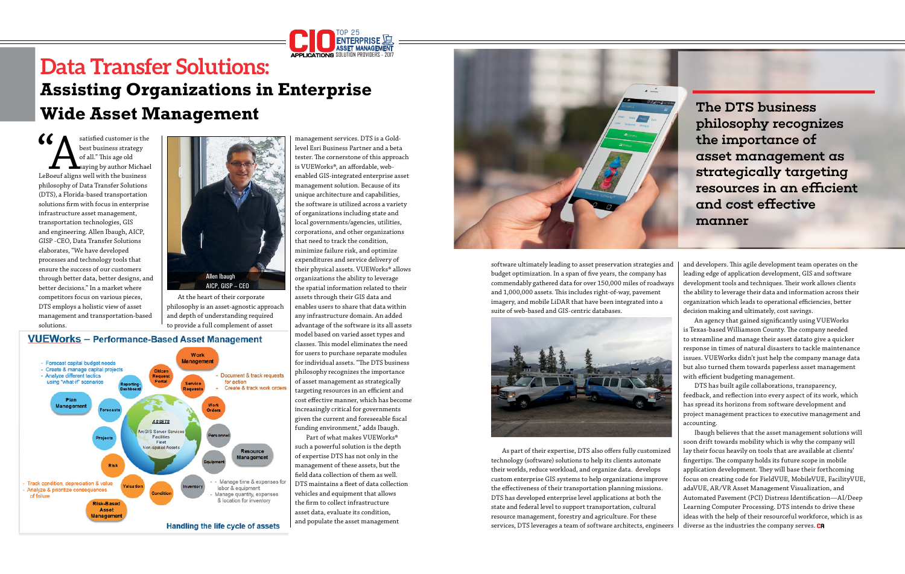# Data Transfer Solutions:

## Assisting Organizations in Enterprise Wide Asset Management

"A satisfied customer is the best business strategy of all." This age old saying by author Michael LeBoeuf aligns well with the business philosophy of Data Transfer Solutions (DTS), a Florida-based transportation solutions firm with focus in enterprise infrastructure asset management, transportation technologies, GIS and engineering. Allen Ibaugh, AICP, GISP -CEO, Data Transfer Solutions elaborates, "We have developed processes and technology tools that ensure the success of our customers through better data, better designs, and better decisions." In a market where competitors focus on various pieces, DTS employs a holistic view of asset management and transportation-based solutions.

Allen Ibaugh
AICP, GISP – CEO

At the heart of their corporate philosophy is an asset-agnostic approach and depth of understanding required to provide a full complement of asset management services. DTS is a Gold-level Esri Business Partner and a beta tester. The cornerstone of this approach is VUEWorks®, an affordable, web-enabled GIS-integrated enterprise asset management solution. Because of its unique architecture and capabilities, the software is utilized across a variety of organizations including state and local governments/agencies, utilities, corporations, and other organizations that need to track the condition, minimize failure risk, and optimize expenditures and service delivery of their physical assets. VUEWorks® allows organizations the ability to leverage the spatial information related to their assets through their GIS data and enables users to share that data within any infrastructure domain. An added advantage of the software is its all assets model based on varied asset types and classes. This model eliminates the need for users to purchase separate modules for individual assets. "The DTS business philosophy recognizes the importance of asset management as strategically targeting resources in an efficient and cost effective manner, which has become increasingly critical for governments given the current and foreseeable fiscal funding environment," adds Ibaugh.

Part of what makes VUEWorks® such a powerful solution is the depth of expertise DTS has not only in the management of these assets, but the field data collection of them as well. DTS maintains a fleet of data collection vehicles and equipment that allows the firm to collect infrastructure asset data, evaluate its condition, and populate the asset management software ultimately leading to asset preservation strategies and budget optimization. In a span of five years, the company has commendably gathered data for over 150,000 miles of roadways and 1,000,000 assets. This includes right-of-way, pavement imagery, and mobile LiDAR that have been integrated into a suite of web-based and GIS-centric databases.

**VUEWorks – Performance-Based Asset Management**

Work Management
Citizen Request Portal
Reporting-Dashboard
Service Requests
Work Orders
Plan Management
Forecasts
Projects
ASSETS
ArcGIS Server Services
Facilities
Fleet
Non-spatial Assets
Personnel
Resource Management
Equipment
Risk
Valuation
Condition
Inventory
Risk-Based Asset Management
- Forecast capital budget needs
- Create & manage capital projects
- Analyze different tactics using "what-if" scenarios
- Document & track requests for action
- Create & track work orders
- Track condition, depreciation & value
- Analyze & prioritize consequences of failure
- Manage time & expenses for labor & equipment
- Manage quantity, expenses & location for inventory

**Handling the life cycle of assets**

> **The DTS business philosophy recognizes the importance of asset management as strategically targeting resources in an efficient and cost effective manner**

As part of their expertise, DTS also offers fully customized technology (software) solutions to help its clients automate their worlds, reduce workload, and organize data. develops custom enterprise GIS systems to help organizations improve the effectiveness of their transportation planning missions. DTS has developed enterprise level applications at both the state and federal level to support transportation, cultural resource management, forestry and agriculture. For these services, DTS leverages a team of software architects, engineers and developers. This agile development team operates on the leading edge of application development, GIS and software development tools and techniques. Their work allows clients the ability to leverage their data and information across their organization which leads to operational efficiencies, better decision making and ultimately, cost savings.

An agency that gained significantly using VUEWorks is Texas-based Williamson County. The company needed to streamline and manage their asset datato give a quicker response in times of natural disasters to tackle maintenance issues. VUEWorks didn't just help the company manage data but also turned them towards paperless asset management with efficient budgeting management.

DTS has built agile collaborations, transparency, feedback, and reflection into every aspect of its work, which has spread its horizons from software development and project management practices to executive management and accounting.

Ibaugh believes that the asset management solutions will soon drift towards mobility which is why the company will lay their focus heavily on tools that are available at clients' fingertips. The company holds its future scope in mobile application development. They will base their forthcoming focus on creating code for FieldVUE, MobileVUE, FacilityVUE, adaVUE, AR/VR Asset Management Visualization, and Automated Pavement (PCI) Distress Identification—AI/Deep Learning Computer Processing. DTS intends to drive these ideas with the help of their resourceful workforce, which is as diverse as the industries the company serves. CA